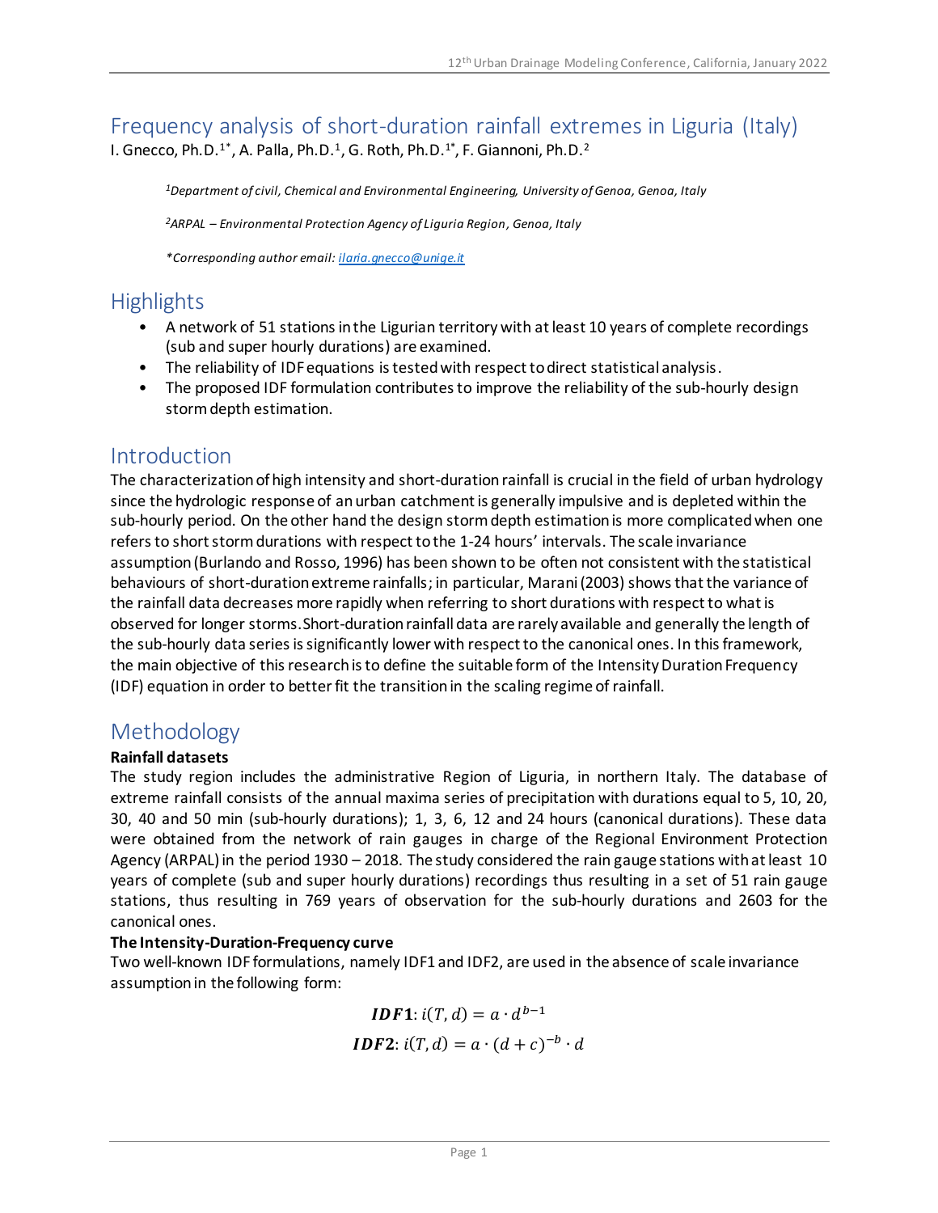# Frequency analysis of short-duration rainfall extremes in Liguria (Italy)

I. Gnecco, Ph.D.[1*], A. Palla, Ph.D.[1], G. Roth, Ph.D.[1*], F. Giannoni, Ph.D.[2]

*[1]Department of civil, Chemical and Environmental Engineering, University of Genoa, Genoa, Italy*

*[2]ARPAL – Environmental Protection Agency of Liguria Region, Genoa, Italy*

*\*Corresponding author email: ilaria.gnecco@unige.it*

## Highlights

- A network of 51 stations in the Ligurian territory with at least 10 years of complete recordings (sub and super hourly durations) are examined.
- The reliability of IDF equations is tested with respect to direct statistical analysis.
- The proposed IDF formulation contributes to improve the reliability of the sub-hourly design storm depth estimation.

## Introduction

The characterization of high intensity and short-duration rainfall is crucial in the field of urban hydrology since the hydrologic response of an urban catchment is generally impulsive and is depleted within the sub-hourly period. On the other hand the design storm depth estimation is more complicated when one refers to short storm durations with respect to the 1-24 hours' intervals. The scale invariance assumption (Burlando and Rosso, 1996) has been shown to be often not consistent with the statistical behaviours of short-duration extreme rainfalls; in particular, Marani (2003) shows that the variance of the rainfall data decreases more rapidly when referring to short durations with respect to what is observed for longer storms. Short-duration rainfall data are rarely available and generally the length of the sub-hourly data series is significantly lower with respect to the canonical ones. In this framework, the main objective of this research is to define the suitable form of the Intensity Duration Frequency (IDF) equation in order to better fit the transition in the scaling regime of rainfall.

## Methodology

**Rainfall datasets**

The study region includes the administrative Region of Liguria, in northern Italy. The database of extreme rainfall consists of the annual maxima series of precipitation with durations equal to 5, 10, 20, 30, 40 and 50 min (sub-hourly durations); 1, 3, 6, 12 and 24 hours (canonical durations). These data were obtained from the network of rain gauges in charge of the Regional Environment Protection Agency (ARPAL) in the period 1930 – 2018. The study considered the rain gauge stations with at least 10 years of complete (sub and super hourly durations) recordings thus resulting in a set of 51 rain gauge stations, thus resulting in 769 years of observation for the sub-hourly durations and 2603 for the canonical ones.

**The Intensity-Duration-Frequency curve**

Two well-known IDF formulations, namely IDF1 and IDF2, are used in the absence of scale invariance assumption in the following form:

$$\textbf{IDF1}: i(T,d) = a \cdot d^{b-1}$$

$$\textbf{IDF2}: i(T,d) = a \cdot (d+c)^{-b} \cdot d$$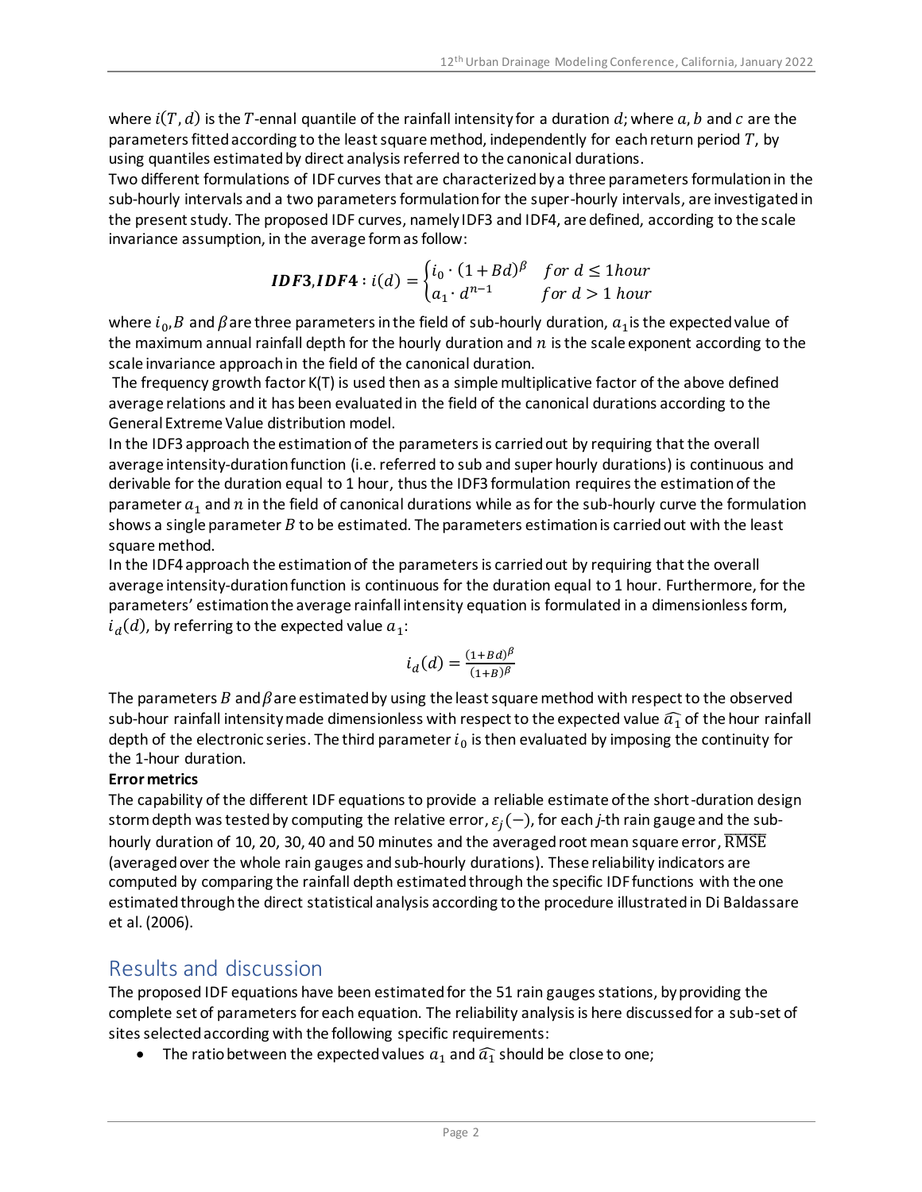where $i(T,d)$ is the $T$-ennal quantile of the rainfall intensity for a duration $d$; where $a$, $b$ and $c$ are the parameters fitted according to the least square method, independently for each return period $T$, by using quantiles estimated by direct analysis referred to the canonical durations.

Two different formulations of IDF curves that are characterized by a three parameters formulation in the sub-hourly intervals and a two parameters formulation for the super-hourly intervals, are investigated in the present study. The proposed IDF curves, namely IDF3 and IDF4, are defined, according to the scale invariance assumption, in the average form as follow:

$$\boldsymbol{IDF3}, \boldsymbol{IDF4}: i(d) = \begin{cases} i_0 \cdot (1 + Bd)^{\beta} & for\ d \leq 1 hour \\ a_1 \cdot d^{n-1} & for\ d > 1\ hour \end{cases}$$

where $i_0$, $B$ and $\beta$ are three parameters in the field of sub-hourly duration, $a_1$ is the expected value of the maximum annual rainfall depth for the hourly duration and $n$ is the scale exponent according to the scale invariance approach in the field of the canonical duration.

The frequency growth factor K(T) is used then as a simple multiplicative factor of the above defined average relations and it has been evaluated in the field of the canonical durations according to the General Extreme Value distribution model.

In the IDF3 approach the estimation of the parameters is carried out by requiring that the overall average intensity-duration function (i.e. referred to sub and super hourly durations) is continuous and derivable for the duration equal to 1 hour, thus the IDF3 formulation requires the estimation of the parameter $a_1$ and $n$ in the field of canonical durations while as for the sub-hourly curve the formulation shows a single parameter $B$ to be estimated. The parameters estimation is carried out with the least square method.

In the IDF4 approach the estimation of the parameters is carried out by requiring that the overall average intensity-duration function is continuous for the duration equal to 1 hour. Furthermore, for the parameters' estimation the average rainfall intensity equation is formulated in a dimensionless form, $i_d(d)$, by referring to the expected value $a_1$:

$$i_d(d) = \frac{(1+Bd)^{\beta}}{(1+B)^{\beta}}$$

The parameters $B$ and $\beta$ are estimated by using the least square method with respect to the observed sub-hour rainfall intensity made dimensionless with respect to the expected value $\widehat{a_1}$ of the hour rainfall depth of the electronic series. The third parameter $i_0$ is then evaluated by imposing the continuity for the 1-hour duration.

**Error metrics**

The capability of the different IDF equations to provide a reliable estimate of the short-duration design storm depth was tested by computing the relative error, $\varepsilon_j(-)$, for each *j*-th rain gauge and the sub-hourly duration of 10, 20, 30, 40 and 50 minutes and the averaged root mean square error, $\overline{\text{RMSE}}$ (averaged over the whole rain gauges and sub-hourly durations). These reliability indicators are computed by comparing the rainfall depth estimated through the specific IDF functions with the one estimated through the direct statistical analysis according to the procedure illustrated in Di Baldassare et al. (2006).

## Results and discussion

The proposed IDF equations have been estimated for the 51 rain gauges stations, by providing the complete set of parameters for each equation. The reliability analysis is here discussed for a sub-set of sites selected according with the following specific requirements:

- The ratio between the expected values $a_1$ and $\widehat{a_1}$ should be close to one;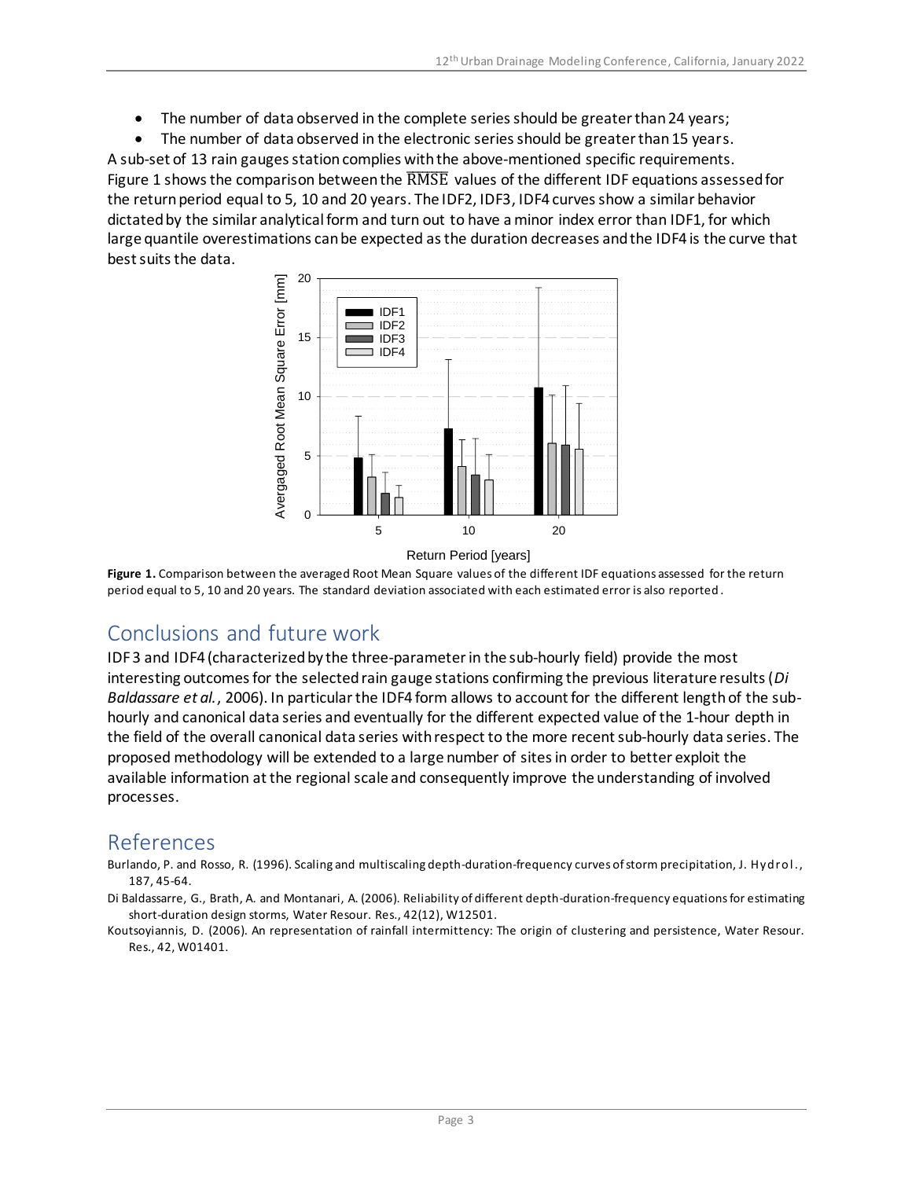- The number of data observed in the complete series should be greater than 24 years;
- The number of data observed in the electronic series should be greater than 15 years.

A sub-set of 13 rain gauges station complies with the above-mentioned specific requirements. Figure 1 shows the comparison between the $\overline{\text{RMSE}}$ values of the different IDF equations assessed for the return period equal to 5, 10 and 20 years. The IDF2, IDF3, IDF4 curves show a similar behavior dictated by the similar analytical form and turn out to have a minor index error than IDF1, for which large quantile overestimations can be expected as the duration decreases and the IDF4 is the curve that best suits the data.

Averaged Root Mean Square Error [mm]
20
15
10
5
0
IDF1
IDF2
IDF3
IDF4
5
10
20
Return Period [years]

**Figure 1.** Comparison between the averaged Root Mean Square values of the different IDF equations assessed for the return period equal to 5, 10 and 20 years. The standard deviation associated with each estimated error is also reported.

## Conclusions and future work

IDF3 and IDF4 (characterized by the three-parameter in the sub-hourly field) provide the most interesting outcomes for the selected rain gauge stations confirming the previous literature results (*Di Baldassare et al.*, 2006). In particular the IDF4 form allows to account for the different length of the sub-hourly and canonical data series and eventually for the different expected value of the 1-hour depth in the field of the overall canonical data series with respect to the more recent sub-hourly data series. The proposed methodology will be extended to a large number of sites in order to better exploit the available information at the regional scale and consequently improve the understanding of involved processes.

## References

Burlando, P. and Rosso, R. (1996). Scaling and multiscaling depth-duration-frequency curves of storm precipitation, J. Hydrol., 187, 45-64.

Di Baldassarre, G., Brath, A. and Montanari, A. (2006). Reliability of different depth-duration-frequency equations for estimating short-duration design storms, Water Resour. Res., 42(12), W12501.

Koutsoyiannis, D. (2006). An representation of rainfall intermittency: The origin of clustering and persistence, Water Resour. Res., 42, W01401.